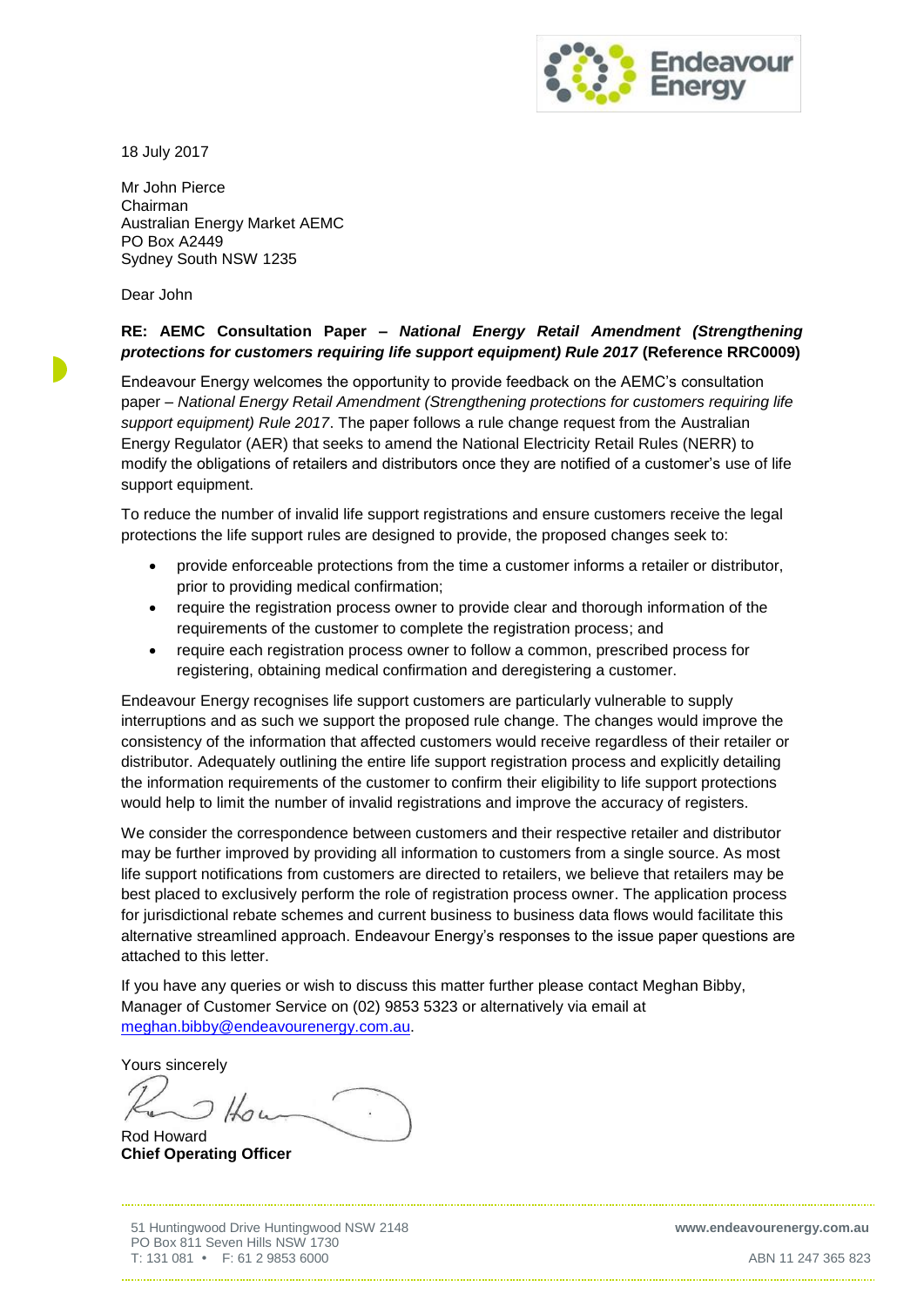18 July 2017

Mr John Pierce
Chairman
Australian Energy Market AEMC
PO Box A2449
Sydney South NSW 1235

Dear John

**RE: AEMC Consultation Paper – *National Energy Retail Amendment (Strengthening protections for customers requiring life support equipment) Rule 2017* (Reference RRC0009)**

Endeavour Energy welcomes the opportunity to provide feedback on the AEMC's consultation paper – *National Energy Retail Amendment (Strengthening protections for customers requiring life support equipment) Rule 2017*. The paper follows a rule change request from the Australian Energy Regulator (AER) that seeks to amend the National Electricity Retail Rules (NERR) to modify the obligations of retailers and distributors once they are notified of a customer's use of life support equipment.

To reduce the number of invalid life support registrations and ensure customers receive the legal protections the life support rules are designed to provide, the proposed changes seek to:

- provide enforceable protections from the time a customer informs a retailer or distributor, prior to providing medical confirmation;
- require the registration process owner to provide clear and thorough information of the requirements of the customer to complete the registration process; and
- require each registration process owner to follow a common, prescribed process for registering, obtaining medical confirmation and deregistering a customer.

Endeavour Energy recognises life support customers are particularly vulnerable to supply interruptions and as such we support the proposed rule change. The changes would improve the consistency of the information that affected customers would receive regardless of their retailer or distributor. Adequately outlining the entire life support registration process and explicitly detailing the information requirements of the customer to confirm their eligibility to life support protections would help to limit the number of invalid registrations and improve the accuracy of registers.

We consider the correspondence between customers and their respective retailer and distributor may be further improved by providing all information to customers from a single source. As most life support notifications from customers are directed to retailers, we believe that retailers may be best placed to exclusively perform the role of registration process owner. The application process for jurisdictional rebate schemes and current business to business data flows would facilitate this alternative streamlined approach. Endeavour Energy's responses to the issue paper questions are attached to this letter.

If you have any queries or wish to discuss this matter further please contact Meghan Bibby, Manager of Customer Service on (02) 9853 5323 or alternatively via email at meghan.bibby@endeavourenergy.com.au.

Yours sincerely

Rod Howard
**Chief Operating Officer**

51 Huntingwood Drive Huntingwood NSW 2148
PO Box 811 Seven Hills NSW 1730
T: 131 081 • F: 61 2 9853 6000

www.endeavourenergy.com.au

ABN 11 247 365 823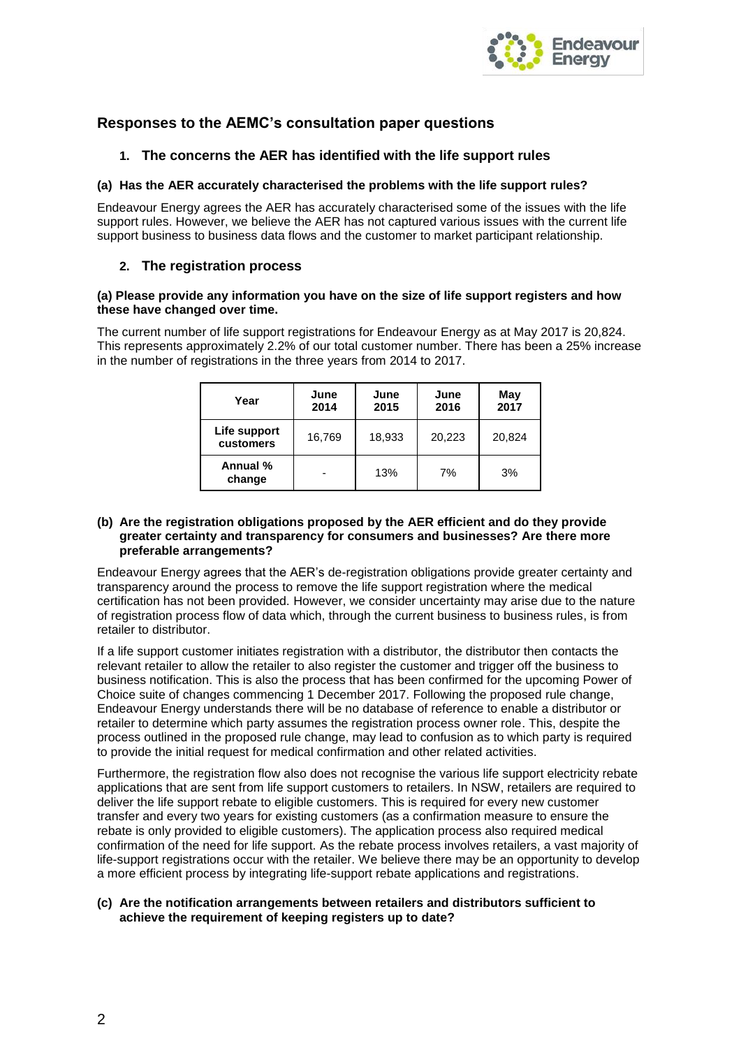## Responses to the AEMC's consultation paper questions

### 1. The concerns the AER has identified with the life support rules

**(a) Has the AER accurately characterised the problems with the life support rules?**

Endeavour Energy agrees the AER has accurately characterised some of the issues with the life support rules. However, we believe the AER has not captured various issues with the current life support business to business data flows and the customer to market participant relationship.

### 2. The registration process

**(a) Please provide any information you have on the size of life support registers and how these have changed over time.**

The current number of life support registrations for Endeavour Energy as at May 2017 is 20,824. This represents approximately 2.2% of our total customer number. There has been a 25% increase in the number of registrations in the three years from 2014 to 2017.

| Year | June 2014 | June 2015 | June 2016 | May 2017 |
|---|---|---|---|---|
| Life support customers | 16,769 | 18,933 | 20,223 | 20,824 |
| Annual % change | - | 13% | 7% | 3% |

**(b) Are the registration obligations proposed by the AER efficient and do they provide greater certainty and transparency for consumers and businesses? Are there more preferable arrangements?**

Endeavour Energy agrees that the AER's de-registration obligations provide greater certainty and transparency around the process to remove the life support registration where the medical certification has not been provided. However, we consider uncertainty may arise due to the nature of registration process flow of data which, through the current business to business rules, is from retailer to distributor.

If a life support customer initiates registration with a distributor, the distributor then contacts the relevant retailer to allow the retailer to also register the customer and trigger off the business to business notification. This is also the process that has been confirmed for the upcoming Power of Choice suite of changes commencing 1 December 2017. Following the proposed rule change, Endeavour Energy understands there will be no database of reference to enable a distributor or retailer to determine which party assumes the registration process owner role. This, despite the process outlined in the proposed rule change, may lead to confusion as to which party is required to provide the initial request for medical confirmation and other related activities.

Furthermore, the registration flow also does not recognise the various life support electricity rebate applications that are sent from life support customers to retailers. In NSW, retailers are required to deliver the life support rebate to eligible customers. This is required for every new customer transfer and every two years for existing customers (as a confirmation measure to ensure the rebate is only provided to eligible customers). The application process also required medical confirmation of the need for life support. As the rebate process involves retailers, a vast majority of life-support registrations occur with the retailer. We believe there may be an opportunity to develop a more efficient process by integrating life-support rebate applications and registrations.

**(c) Are the notification arrangements between retailers and distributors sufficient to achieve the requirement of keeping registers up to date?**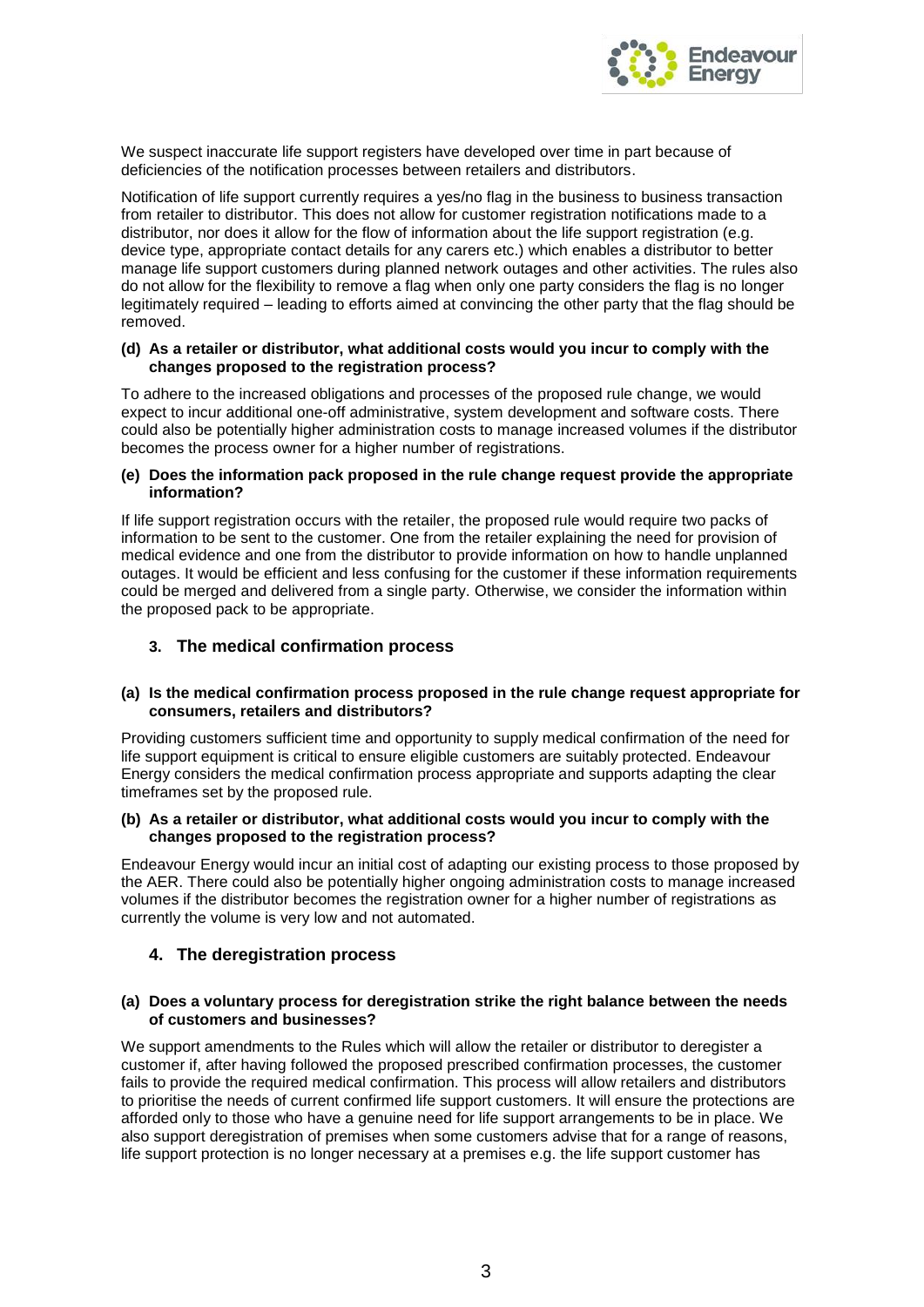We suspect inaccurate life support registers have developed over time in part because of deficiencies of the notification processes between retailers and distributors.

Notification of life support currently requires a yes/no flag in the business to business transaction from retailer to distributor. This does not allow for customer registration notifications made to a distributor, nor does it allow for the flow of information about the life support registration (e.g. device type, appropriate contact details for any carers etc.) which enables a distributor to better manage life support customers during planned network outages and other activities. The rules also do not allow for the flexibility to remove a flag when only one party considers the flag is no longer legitimately required – leading to efforts aimed at convincing the other party that the flag should be removed.

**(d) As a retailer or distributor, what additional costs would you incur to comply with the changes proposed to the registration process?**

To adhere to the increased obligations and processes of the proposed rule change, we would expect to incur additional one-off administrative, system development and software costs. There could also be potentially higher administration costs to manage increased volumes if the distributor becomes the process owner for a higher number of registrations.

**(e) Does the information pack proposed in the rule change request provide the appropriate information?**

If life support registration occurs with the retailer, the proposed rule would require two packs of information to be sent to the customer. One from the retailer explaining the need for provision of medical evidence and one from the distributor to provide information on how to handle unplanned outages. It would be efficient and less confusing for the customer if these information requirements could be merged and delivered from a single party. Otherwise, we consider the information within the proposed pack to be appropriate.

## 3. The medical confirmation process

**(a) Is the medical confirmation process proposed in the rule change request appropriate for consumers, retailers and distributors?**

Providing customers sufficient time and opportunity to supply medical confirmation of the need for life support equipment is critical to ensure eligible customers are suitably protected. Endeavour Energy considers the medical confirmation process appropriate and supports adapting the clear timeframes set by the proposed rule.

**(b) As a retailer or distributor, what additional costs would you incur to comply with the changes proposed to the registration process?**

Endeavour Energy would incur an initial cost of adapting our existing process to those proposed by the AER. There could also be potentially higher ongoing administration costs to manage increased volumes if the distributor becomes the registration owner for a higher number of registrations as currently the volume is very low and not automated.

## 4. The deregistration process

**(a) Does a voluntary process for deregistration strike the right balance between the needs of customers and businesses?**

We support amendments to the Rules which will allow the retailer or distributor to deregister a customer if, after having followed the proposed prescribed confirmation processes, the customer fails to provide the required medical confirmation. This process will allow retailers and distributors to prioritise the needs of current confirmed life support customers. It will ensure the protections are afforded only to those who have a genuine need for life support arrangements to be in place. We also support deregistration of premises when some customers advise that for a range of reasons, life support protection is no longer necessary at a premises e.g. the life support customer has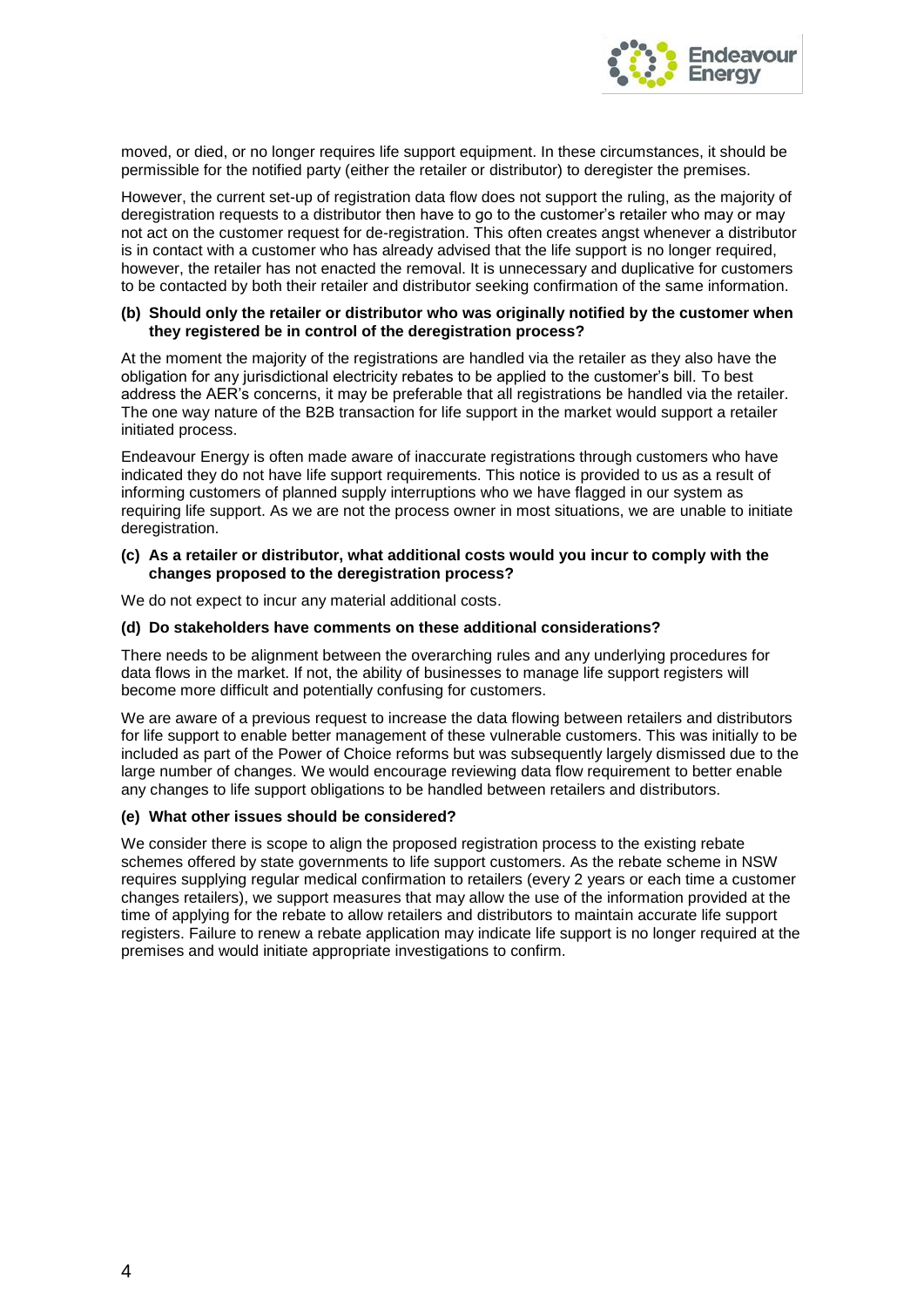moved, or died, or no longer requires life support equipment. In these circumstances, it should be permissible for the notified party (either the retailer or distributor) to deregister the premises.

However, the current set-up of registration data flow does not support the ruling, as the majority of deregistration requests to a distributor then have to go to the customer's retailer who may or may not act on the customer request for de-registration. This often creates angst whenever a distributor is in contact with a customer who has already advised that the life support is no longer required, however, the retailer has not enacted the removal. It is unnecessary and duplicative for customers to be contacted by both their retailer and distributor seeking confirmation of the same information.

**(b) Should only the retailer or distributor who was originally notified by the customer when they registered be in control of the deregistration process?**

At the moment the majority of the registrations are handled via the retailer as they also have the obligation for any jurisdictional electricity rebates to be applied to the customer's bill. To best address the AER's concerns, it may be preferable that all registrations be handled via the retailer. The one way nature of the B2B transaction for life support in the market would support a retailer initiated process.

Endeavour Energy is often made aware of inaccurate registrations through customers who have indicated they do not have life support requirements. This notice is provided to us as a result of informing customers of planned supply interruptions who we have flagged in our system as requiring life support. As we are not the process owner in most situations, we are unable to initiate deregistration.

**(c) As a retailer or distributor, what additional costs would you incur to comply with the changes proposed to the deregistration process?**

We do not expect to incur any material additional costs.

**(d) Do stakeholders have comments on these additional considerations?**

There needs to be alignment between the overarching rules and any underlying procedures for data flows in the market. If not, the ability of businesses to manage life support registers will become more difficult and potentially confusing for customers.

We are aware of a previous request to increase the data flowing between retailers and distributors for life support to enable better management of these vulnerable customers. This was initially to be included as part of the Power of Choice reforms but was subsequently largely dismissed due to the large number of changes. We would encourage reviewing data flow requirement to better enable any changes to life support obligations to be handled between retailers and distributors.

**(e) What other issues should be considered?**

We consider there is scope to align the proposed registration process to the existing rebate schemes offered by state governments to life support customers. As the rebate scheme in NSW requires supplying regular medical confirmation to retailers (every 2 years or each time a customer changes retailers), we support measures that may allow the use of the information provided at the time of applying for the rebate to allow retailers and distributors to maintain accurate life support registers. Failure to renew a rebate application may indicate life support is no longer required at the premises and would initiate appropriate investigations to confirm.